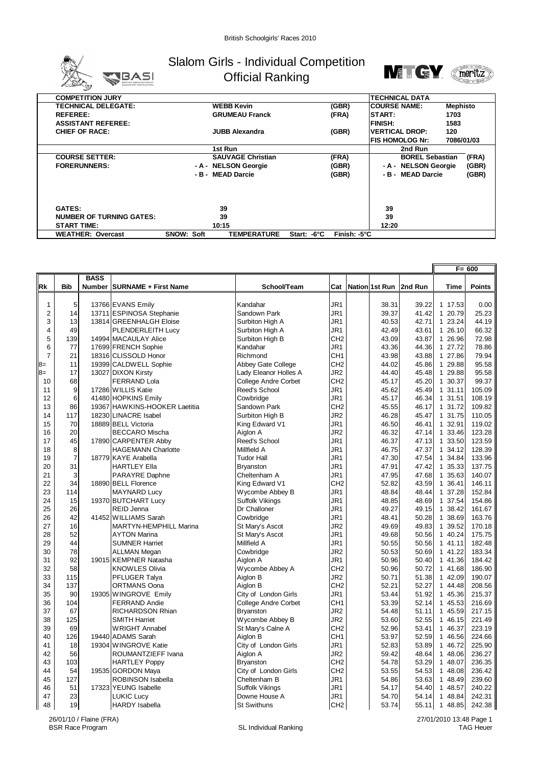British Schoolgirls' Races 2010

# Slalom Girls - Individual Competition
## Official Ranking

| COMPETITION JURY | | | TECHNICAL DATA | |
|---|---|---|---|---|
| TECHNICAL DELEGATE: | WEBB Kevin | (GBR) | COURSE NAME: | Mephisto |
| REFEREE: | GRUMEAU Franck | (FRA) | START: | 1703 |
| ASSISTANT REFEREE: | | | FINISH: | 1583 |
| CHIEF OF RACE: | JUBB Alexandra | (GBR) | VERTICAL DROP: | 120 |
| | | | FIS HOMOLOG Nr: | 7086/01/03 |

| | 1st Run | | 2nd Run | |
|---|---|---|---|---|
| COURSE SETTER: | SAUVAGE Christian | (FRA) | BOREL Sebastian | (FRA) |
| FORERUNNERS: | - A - NELSON Georgie | (GBR) | - A - NELSON Georgie | (GBR) |
| | - B - MEAD Darcie | (GBR) | - B - MEAD Darcie | (GBR) |
| GATES: | 39 | | 39 | |
| NUMBER OF TURNING GATES: | 39 | | 39 | |
| START TIME: | 10:15 | | 12:20 | |

WEATHER: Overcast | SNOW: Soft | TEMPERATURE Start: -6°C Finish: -5°C

F= 600

| Rk | Bib | BASS Number | SURNAME + First Name | School/Team | Cat | Nation | 1st Run | 2nd Run | Time | Points |
|---|---|---|---|---|---|---|---|---|---|---|
| 1 | 5 | 13766 | EVANS Emily | Kandahar | JR1 | | 38.31 | 39.22 | 1 17.53 | 0.00 |
| 2 | 14 | 13711 | ESPINOSA Stephanie | Sandown Park | JR1 | | 39.37 | 41.42 | 1 20.79 | 25.23 |
| 3 | 13 | 13814 | GREENHALGH Eloise | Surbiton High A | JR1 | | 40.53 | 42.71 | 1 23.24 | 44.19 |
| 4 | 49 | | PLENDERLEITH Lucy | Surbiton High A | JR1 | | 42.49 | 43.61 | 1 26.10 | 66.32 |
| 5 | 139 | 14994 | MACAULAY Alice | Surbiton High B | CH2 | | 43.09 | 43.87 | 1 26.96 | 72.98 |
| 6 | 77 | 17699 | FRENCH Sophie | Kandahar | JR1 | | 43.36 | 44.36 | 1 27.72 | 78.86 |
| 7 | 21 | 18316 | CLISSOLD Honor | Richmond | CH1 | | 43.98 | 43.88 | 1 27.86 | 79.94 |
| 8= | 11 | 19399 | CALDWELL Sophie | Abbey Gate College | CH2 | | 44.02 | 45.86 | 1 29.88 | 95.58 |
| 8= | 17 | 13027 | DIXON Kirsty | Lady Eleanor Holles A | JR2 | | 44.40 | 45.48 | 1 29.88 | 95.58 |
| 10 | 68 | | FERRAND Lola | College Andre Corbet | CH2 | | 45.17 | 45.20 | 1 30.37 | 99.37 |
| 11 | 9 | 17286 | WILLIS Katie | Reed's School | JR1 | | 45.62 | 45.49 | 1 31.11 | 105.09 |
| 12 | 6 | 41480 | HOPKINS Emily | Cowbridge | JR1 | | 45.17 | 46.34 | 1 31.51 | 108.19 |
| 13 | 86 | 19367 | HAWKINS-HOOKER Laetitia | Sandown Park | CH2 | | 45.55 | 46.17 | 1 31.72 | 109.82 |
| 14 | 117 | 18230 | LINACRE Isabel | Surbiton High B | JR2 | | 46.28 | 45.47 | 1 31.75 | 110.05 |
| 15 | 70 | 18889 | BELL Victoria | King Edward V1 | JR1 | | 46.50 | 46.41 | 1 32.91 | 119.02 |
| 16 | 20 | | BECCARO Mischa | Aiglon A | JR2 | | 46.32 | 47.14 | 1 33.46 | 123.28 |
| 17 | 45 | 17890 | CARPENTER Abby | Reed's School | JR1 | | 46.37 | 47.13 | 1 33.50 | 123.59 |
| 18 | 8 | | HAGEMANN Charlotte | Millfield A | JR1 | | 46.75 | 47.37 | 1 34.12 | 128.39 |
| 19 | 7 | 18779 | KAYE Arabella | Tudor Hall | JR1 | | 47.30 | 47.54 | 1 34.84 | 133.96 |
| 20 | 31 | | HARTLEY Ella | Bryanston | JR1 | | 47.91 | 47.42 | 1 35.33 | 137.75 |
| 21 | 3 | | PARAYRE Daphne | Cheltenham A | JR1 | | 47.95 | 47.68 | 1 35.63 | 140.07 |
| 22 | 34 | 18890 | BELL Florence | King Edward V1 | CH2 | | 52.82 | 43.59 | 1 36.41 | 146.11 |
| 23 | 114 | | MAYNARD Lucy | Wycombe Abbey B | JR1 | | 48.84 | 48.44 | 1 37.28 | 152.84 |
| 24 | 15 | 19370 | BUTCHART Lucy | Suffolk Vikings | JR1 | | 48.85 | 48.69 | 1 37.54 | 154.86 |
| 25 | 26 | | REID Jenna | Dr Challoner | JR1 | | 49.27 | 49.15 | 1 38.42 | 161.67 |
| 26 | 42 | 41452 | WILLIAMS Sarah | Cowbridge | JR1 | | 48.41 | 50.28 | 1 38.69 | 163.76 |
| 27 | 16 | | MARTYN-HEMPHILL Marina | St Mary's Ascot | JR2 | | 49.69 | 49.83 | 1 39.52 | 170.18 |
| 28 | 52 | | AYTON Marina | St Mary's Ascot | JR1 | | 49.68 | 50.56 | 1 40.24 | 175.75 |
| 29 | 44 | | SUMNER Harriet | Millfield A | JR1 | | 50.55 | 50.56 | 1 41.11 | 182.48 |
| 30 | 78 | | ALLMAN Megan | Cowbridge | JR2 | | 50.53 | 50.69 | 1 41.22 | 183.34 |
| 31 | 92 | 19015 | KEMPNER Natasha | Aiglon A | JR1 | | 50.96 | 50.40 | 1 41.36 | 184.42 |
| 32 | 58 | | KNOWLES Olivia | Wycombe Abbey A | CH2 | | 50.96 | 50.72 | 1 41.68 | 186.90 |
| 33 | 115 | | PFLUGER Talya | Aiglon B | JR2 | | 50.71 | 51.38 | 1 42.09 | 190.07 |
| 34 | 137 | | ORTMANS Oona | Aiglon B | CH2 | | 52.21 | 52.27 | 1 44.48 | 208.56 |
| 35 | 90 | 19305 | WINGROVE Emily | City of London Girls | JR1 | | 53.44 | 51.92 | 1 45.36 | 215.37 |
| 36 | 104 | | FERRAND Andie | College Andre Corbet | CH1 | | 53.39 | 52.14 | 1 45.53 | 216.69 |
| 37 | 67 | | RICHARDSON Rhian | Bryanston | JR2 | | 54.48 | 51.11 | 1 45.59 | 217.15 |
| 38 | 125 | | SMITH Harriet | Wycombe Abbey B | JR2 | | 53.60 | 52.55 | 1 46.15 | 221.49 |
| 39 | 69 | | WRIGHT Annabel | St Mary's Calne A | CH2 | | 52.96 | 53.41 | 1 46.37 | 223.19 |
| 40 | 126 | 19440 | ADAMS Sarah | Aiglon B | CH1 | | 53.97 | 52.59 | 1 46.56 | 224.66 |
| 41 | 18 | 19304 | WINGROVE Katie | City of London Girls | JR1 | | 52.83 | 53.89 | 1 46.72 | 225.90 |
| 42 | 56 | | ROUMANTZIEFF Ivana | Aiglon A | JR2 | | 59.42 | 48.64 | 1 48.06 | 236.27 |
| 43 | 103 | | HARTLEY Poppy | Bryanston | CH2 | | 54.78 | 53.29 | 1 48.07 | 236.35 |
| 44 | 54 | 19535 | GORDON Maya | City of London Girls | CH2 | | 53.55 | 54.53 | 1 48.08 | 236.42 |
| 45 | 127 | | ROBINSON Isabella | Cheltenham B | JR1 | | 54.86 | 53.63 | 1 48.49 | 239.60 |
| 46 | 51 | 17323 | YEUNG Isabelle | Suffolk Vikings | JR1 | | 54.17 | 54.40 | 1 48.57 | 240.22 |
| 47 | 23 | | LUKIC Lucy | Downe House A | JR1 | | 54.70 | 54.14 | 1 48.84 | 242.31 |
| 48 | 19 | | HARDY Isabella | St Swithuns | CH2 | | 53.74 | 55.11 | 1 48.85 | 242.38 |

26/01/10 / Flaine (FRA) — BSR Race Program — SL Individual Ranking — 27/01/2010 13:48 — TAG Heuer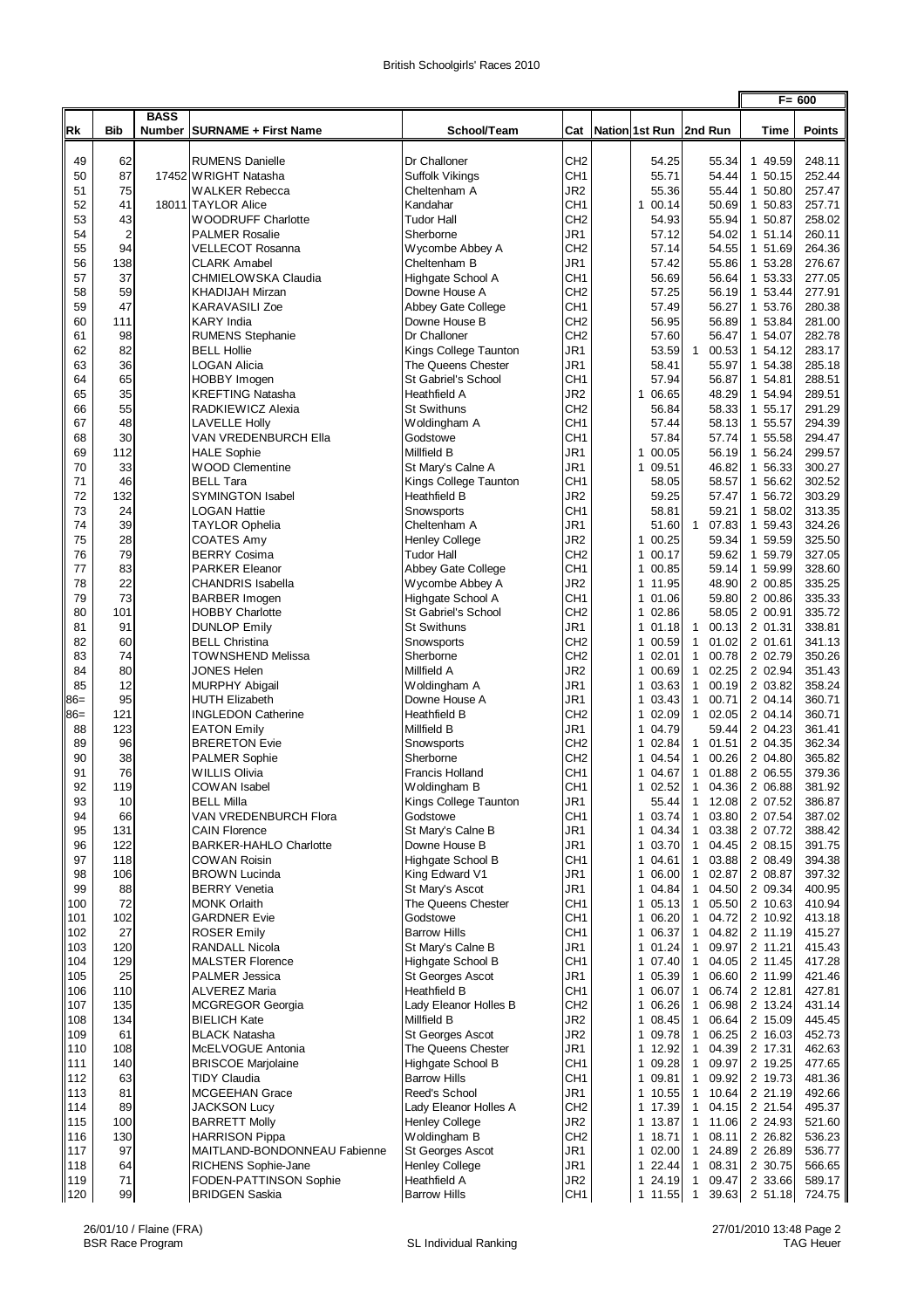# British Schoolgirls' Races 2010

| Rk | Bib | BASS Number | SURNAME + First Name | School/Team | Cat | Nation | 1st Run | 2nd Run | Time | Points F= 600 |
|---|---|---|---|---|---|---|---|---|---|---|
| 49 | 62 | | RUMENS Danielle | Dr Challoner | CH2 | | 54.25 | 55.34 | 1 49.59 | 248.11 |
| 50 | 87 | 17452 | WRIGHT Natasha | Suffolk Vikings | CH1 | | 55.71 | 54.44 | 1 50.15 | 252.44 |
| 51 | 75 | | WALKER Rebecca | Cheltenham A | JR2 | | 55.36 | 55.44 | 1 50.80 | 257.47 |
| 52 | 41 | 18011 | TAYLOR Alice | Kandahar | CH1 | | 1 00.14 | 50.69 | 1 50.83 | 257.71 |
| 53 | 43 | | WOODRUFF Charlotte | Tudor Hall | CH2 | | 54.93 | 55.94 | 1 50.87 | 258.02 |
| 54 | 2 | | PALMER Rosalie | Sherborne | JR1 | | 57.12 | 54.02 | 1 51.14 | 260.11 |
| 55 | 94 | | VELLECOT Rosanna | Wycombe Abbey A | CH2 | | 57.14 | 54.55 | 1 51.69 | 264.36 |
| 56 | 138 | | CLARK Amabel | Cheltenham B | JR1 | | 57.42 | 55.86 | 1 53.28 | 276.67 |
| 57 | 37 | | CHMIELOWSKA Claudia | Highgate School A | CH1 | | 56.69 | 56.64 | 1 53.33 | 277.05 |
| 58 | 59 | | KHADIJAH Mirzan | Downe House A | CH2 | | 57.25 | 56.19 | 1 53.44 | 277.91 |
| 59 | 47 | | KARAVASILI Zoe | Abbey Gate College | CH1 | | 57.49 | 56.27 | 1 53.76 | 280.38 |
| 60 | 111 | | KARY India | Downe House B | CH2 | | 56.95 | 56.89 | 1 53.84 | 281.00 |
| 61 | 98 | | RUMENS Stephanie | Dr Challoner | CH2 | | 57.60 | 56.47 | 1 54.07 | 282.78 |
| 62 | 82 | | BELL Hollie | Kings College Taunton | JR1 | | 53.59 | 1 00.53 | 1 54.12 | 283.17 |
| 63 | 36 | | LOGAN Alicia | The Queens Chester | JR1 | | 58.41 | 55.97 | 1 54.38 | 285.18 |
| 64 | 65 | | HOBBY Imogen | St Gabriel's School | CH1 | | 57.94 | 56.87 | 1 54.81 | 288.51 |
| 65 | 35 | | KREFTING Natasha | Heathfield A | JR2 | | 1 06.65 | 48.29 | 1 54.94 | 289.51 |
| 66 | 55 | | RADKIEWICZ Alexia | St Swithuns | CH2 | | 56.84 | 58.33 | 1 55.17 | 291.29 |
| 67 | 48 | | LAVELLE Holly | Woldingham A | CH1 | | 57.44 | 58.13 | 1 55.57 | 294.39 |
| 68 | 30 | | VAN VREDENBURCH Ella | Godstowe | CH1 | | 57.84 | 57.74 | 1 55.58 | 294.47 |
| 69 | 112 | | HALE Sophie | Millfield B | JR1 | | 1 00.05 | 56.19 | 1 56.24 | 299.57 |
| 70 | 33 | | WOOD Clementine | St Mary's Calne A | JR1 | | 1 09.51 | 46.82 | 1 56.33 | 300.27 |
| 71 | 46 | | BELL Tara | Kings College Taunton | CH1 | | 58.05 | 58.57 | 1 56.62 | 302.52 |
| 72 | 132 | | SYMINGTON Isabel | Heathfield B | JR2 | | 59.25 | 57.47 | 1 56.72 | 303.29 |
| 73 | 24 | | LOGAN Hattie | Snowsports | CH1 | | 58.81 | 59.21 | 1 58.02 | 313.35 |
| 74 | 39 | | TAYLOR Ophelia | Cheltenham A | JR1 | | 51.60 | 1 07.83 | 1 59.43 | 324.26 |
| 75 | 28 | | COATES Amy | Henley College | JR2 | | 1 00.25 | 59.34 | 1 59.59 | 325.50 |
| 76 | 79 | | BERRY Cosima | Tudor Hall | CH2 | | 1 00.17 | 59.62 | 1 59.79 | 327.05 |
| 77 | 83 | | PARKER Eleanor | Abbey Gate College | CH1 | | 1 00.85 | 59.14 | 1 59.99 | 328.60 |
| 78 | 22 | | CHANDRIS Isabella | Wycombe Abbey A | JR2 | | 1 11.95 | 48.90 | 2 00.85 | 335.25 |
| 79 | 73 | | BARBER Imogen | Highgate School A | CH1 | | 1 01.06 | 59.80 | 2 00.86 | 335.33 |
| 80 | 101 | | HOBBY Charlotte | St Gabriel's School | CH2 | | 1 02.86 | 58.05 | 2 00.91 | 335.72 |
| 81 | 91 | | DUNLOP Emily | St Swithuns | JR1 | | 1 01.18 | 1 00.13 | 2 01.31 | 338.81 |
| 82 | 60 | | BELL Christina | Snowsports | CH2 | | 1 00.59 | 1 01.02 | 2 01.61 | 341.13 |
| 83 | 74 | | TOWNSHEND Melissa | Sherborne | CH2 | | 1 02.01 | 1 00.78 | 2 02.79 | 350.26 |
| 84 | 80 | | JONES Helen | Millfield A | JR2 | | 1 00.69 | 1 02.25 | 2 02.94 | 351.43 |
| 85 | 12 | | MURPHY Abigail | Woldingham A | JR1 | | 1 03.63 | 1 00.19 | 2 03.82 | 358.24 |
| 86= | 95 | | HUTH Elizabeth | Downe House A | JR1 | | 1 03.43 | 1 00.71 | 2 04.14 | 360.71 |
| 86= | 121 | | INGLEDON Catherine | Heathfield B | CH2 | | 1 02.09 | 1 02.05 | 2 04.14 | 360.71 |
| 88 | 123 | | EATON Emily | Millfield B | JR1 | | 1 04.79 | 59.44 | 2 04.23 | 361.41 |
| 89 | 96 | | BRERETON Evie | Snowsports | CH2 | | 1 02.84 | 1 01.51 | 2 04.35 | 362.34 |
| 90 | 38 | | PALMER Sophie | Sherborne | CH2 | | 1 04.54 | 1 00.26 | 2 04.80 | 365.82 |
| 91 | 76 | | WILLIS Olivia | Francis Holland | CH1 | | 1 04.67 | 1 01.88 | 2 06.55 | 379.36 |
| 92 | 119 | | COWAN Isabel | Woldingham B | CH1 | | 1 02.52 | 1 04.36 | 2 06.88 | 381.92 |
| 93 | 10 | | BELL Milla | Kings College Taunton | JR1 | | 55.44 | 1 12.08 | 2 07.52 | 386.87 |
| 94 | 66 | | VAN VREDENBURCH Flora | Godstowe | CH1 | | 1 03.74 | 1 03.80 | 2 07.54 | 387.02 |
| 95 | 131 | | CAIN Florence | St Mary's Calne B | JR1 | | 1 04.34 | 1 03.38 | 2 07.72 | 388.42 |
| 96 | 122 | | BARKER-HAHLO Charlotte | Downe House B | JR1 | | 1 03.70 | 1 04.45 | 2 08.15 | 391.75 |
| 97 | 118 | | COWAN Roisin | Highgate School B | CH1 | | 1 04.61 | 1 03.88 | 2 08.49 | 394.38 |
| 98 | 106 | | BROWN Lucinda | King Edward V1 | JR1 | | 1 06.00 | 1 02.87 | 2 08.87 | 397.32 |
| 99 | 88 | | BERRY Venetia | St Mary's Ascot | JR1 | | 1 04.84 | 1 04.50 | 2 09.34 | 400.95 |
| 100 | 72 | | MONK Orlaith | The Queens Chester | CH1 | | 1 05.13 | 1 05.50 | 2 10.63 | 410.94 |
| 101 | 102 | | GARDNER Evie | Godstowe | CH1 | | 1 06.20 | 1 04.72 | 2 10.92 | 413.18 |
| 102 | 27 | | ROSER Emily | Barrow Hills | CH1 | | 1 06.37 | 1 04.82 | 2 11.19 | 415.27 |
| 103 | 120 | | RANDALL Nicola | St Mary's Calne B | JR1 | | 1 01.24 | 1 09.97 | 2 11.21 | 415.43 |
| 104 | 129 | | MALSTER Florence | Highgate School B | CH1 | | 1 07.40 | 1 04.05 | 2 11.45 | 417.28 |
| 105 | 25 | | PALMER Jessica | St Georges Ascot | JR1 | | 1 05.39 | 1 06.60 | 2 11.99 | 421.46 |
| 106 | 110 | | ALVEREZ Maria | Heathfield B | CH1 | | 1 06.07 | 1 06.74 | 2 12.81 | 427.81 |
| 107 | 135 | | MCGREGOR Georgia | Lady Eleanor Holles B | CH2 | | 1 06.26 | 1 06.98 | 2 13.24 | 431.14 |
| 108 | 134 | | BIELICH Kate | Millfield B | JR2 | | 1 08.45 | 1 06.64 | 2 15.09 | 445.45 |
| 109 | 61 | | BLACK Natasha | St Georges Ascot | JR2 | | 1 09.78 | 1 06.25 | 2 16.03 | 452.73 |
| 110 | 108 | | McELVOGUE Antonia | The Queens Chester | JR1 | | 1 12.92 | 1 04.39 | 2 17.31 | 462.63 |
| 111 | 140 | | BRISCOE Marjolaine | Highgate School B | CH1 | | 1 09.28 | 1 09.97 | 2 19.25 | 477.65 |
| 112 | 63 | | TIDY Claudia | Barrow Hills | CH1 | | 1 09.81 | 1 09.92 | 2 19.73 | 481.36 |
| 113 | 81 | | MCGEEHAN Grace | Reed's School | JR1 | | 1 10.55 | 1 10.64 | 2 21.19 | 492.66 |
| 114 | 89 | | JACKSON Lucy | Lady Eleanor Holles A | CH2 | | 1 17.39 | 1 04.15 | 2 21.54 | 495.37 |
| 115 | 100 | | BARRETT Molly | Henley College | JR2 | | 1 13.87 | 1 11.06 | 2 24.93 | 521.60 |
| 116 | 130 | | HARRISON Pippa | Woldingham B | CH2 | | 1 18.71 | 1 08.11 | 2 26.82 | 536.23 |
| 117 | 97 | | MAITLAND-BONDONNEAU Fabienne | St Georges Ascot | JR1 | | 1 02.00 | 1 24.89 | 2 26.89 | 536.77 |
| 118 | 64 | | RICHENS Sophie-Jane | Henley College | JR1 | | 1 22.44 | 1 08.31 | 2 30.75 | 566.65 |
| 119 | 71 | | FODEN-PATTINSON Sophie | Heathfield A | JR2 | | 1 24.19 | 1 09.47 | 2 33.66 | 589.17 |
| 120 | 99 | | BRIDGEN Saskia | Barrow Hills | CH1 | | 1 11.55 | 1 39.63 | 2 51.18 | 724.75 |

26/01/10 / Flaine (FRA)
BSR Race Program

SL Individual Ranking

27/01/2010 13:48
TAG Heuer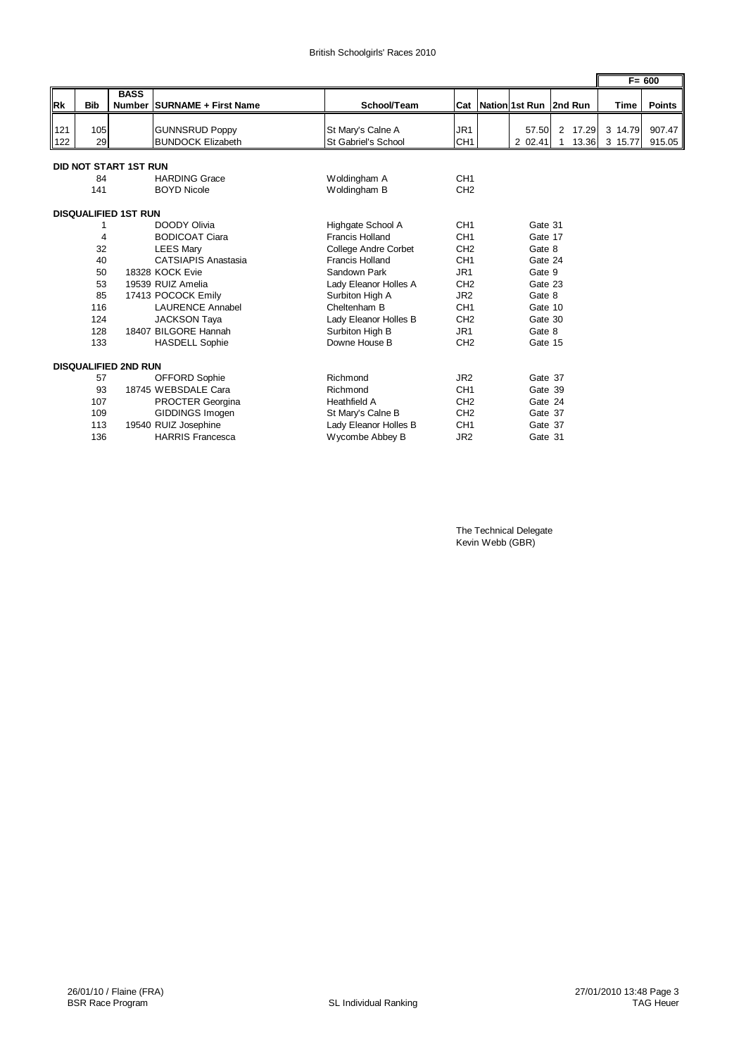British Schoolgirls' Races 2010

| Rk | Bib | BASS Number | SURNAME + First Name | School/Team | Cat | Nation | 1st Run | 2nd Run | Time | Points |
|---|---|---|---|---|---|---|---|---|---|---|
| | | | | | | | | | F= 600 | |
| 121 | 105 | | GUNNSRUD Poppy | St Mary's Calne A | JR1 | | 57.50 | 2 17.29 | 3 14.79 | 907.47 |
| 122 | 29 | | BUNDOCK Elizabeth | St Gabriel's School | CH1 | | 2 02.41 | 1 13.36 | 3 15.77 | 915.05 |

**DID NOT START 1ST RUN**

| Bib | BASS Number | SURNAME + First Name | School/Team | Cat |
|---|---|---|---|---|
| 84 | | HARDING Grace | Woldingham A | CH1 |
| 141 | | BOYD Nicole | Woldingham B | CH2 |

**DISQUALIFIED 1ST RUN**

| Bib | BASS Number | SURNAME + First Name | School/Team | Cat | 1st Run |
|---|---|---|---|---|---|
| 1 | | DOODY Olivia | Highgate School A | CH1 | Gate 31 |
| 4 | | BODICOAT Ciara | Francis Holland | CH1 | Gate 17 |
| 32 | | LEES Mary | College Andre Corbet | CH2 | Gate 8 |
| 40 | | CATSIAPIS Anastasia | Francis Holland | CH1 | Gate 24 |
| 50 | 18328 | KOCK Evie | Sandown Park | JR1 | Gate 9 |
| 53 | 19539 | RUIZ Amelia | Lady Eleanor Holles A | CH2 | Gate 23 |
| 85 | 17413 | POCOCK Emily | Surbiton High A | JR2 | Gate 8 |
| 116 | | LAURENCE Annabel | Cheltenham B | CH1 | Gate 10 |
| 124 | | JACKSON Taya | Lady Eleanor Holles B | CH2 | Gate 30 |
| 128 | 18407 | BILGORE Hannah | Surbiton High B | JR1 | Gate 8 |
| 133 | | HASDELL Sophie | Downe House B | CH2 | Gate 15 |

**DISQUALIFIED 2ND RUN**

| Bib | BASS Number | SURNAME + First Name | School/Team | Cat | 2nd Run |
|---|---|---|---|---|---|
| 57 | | OFFORD Sophie | Richmond | JR2 | Gate 37 |
| 93 | 18745 | WEBSDALE Cara | Richmond | CH1 | Gate 39 |
| 107 | | PROCTER Georgina | Heathfield A | CH2 | Gate 24 |
| 109 | | GIDDINGS Imogen | St Mary's Calne B | CH2 | Gate 37 |
| 113 | 19540 | RUIZ Josephine | Lady Eleanor Holles B | CH1 | Gate 37 |
| 136 | | HARRIS Francesca | Wycombe Abbey B | JR2 | Gate 31 |

The Technical Delegate
Kevin Webb (GBR)

26/01/10 / Flaine (FRA)
BSR Race Program

SL Individual Ranking

27/01/2010 13:48
TAG Heuer